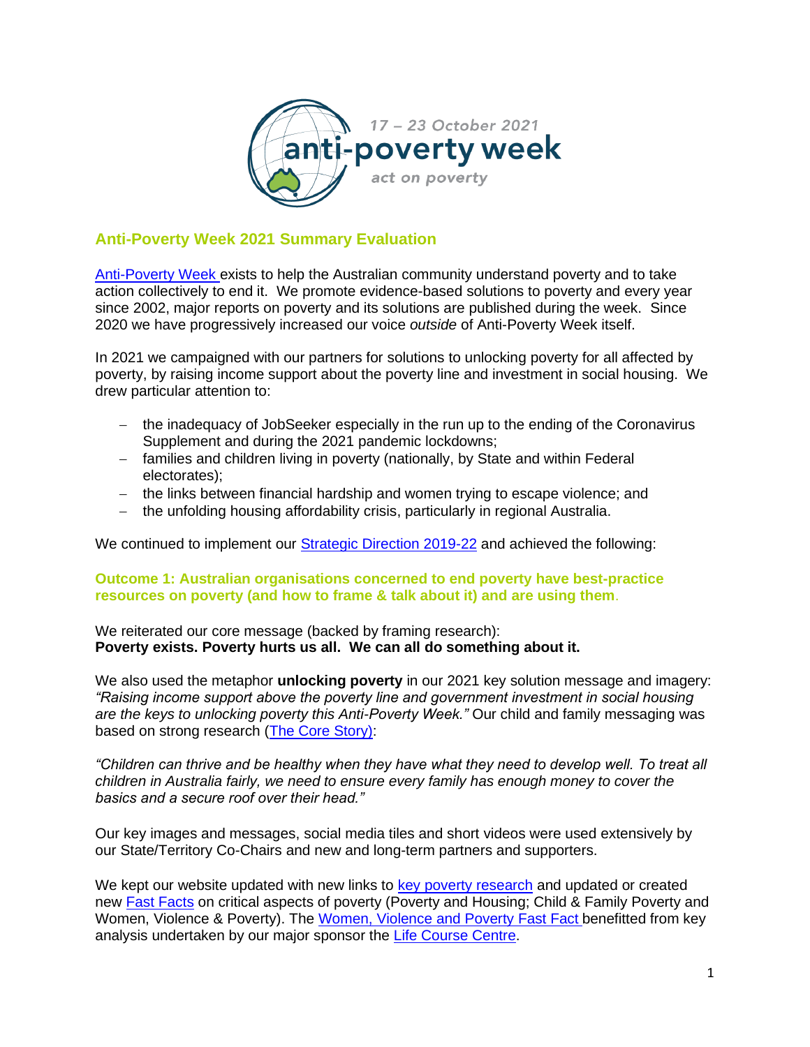17 – 23 October 2021

anti-poverty week

act on poverty

## Anti-Poverty Week 2021 Summary Evaluation

[Anti-Poverty Week](#) exists to help the Australian community understand poverty and to take action collectively to end it. We promote evidence-based solutions to poverty and every year since 2002, major reports on poverty and its solutions are published during the week. Since 2020 we have progressively increased our voice *outside* of Anti-Poverty Week itself.

In 2021 we campaigned with our partners for solutions to unlocking poverty for all affected by poverty, by raising income support about the poverty line and investment in social housing. We drew particular attention to:

- the inadequacy of JobSeeker especially in the run up to the ending of the Coronavirus Supplement and during the 2021 pandemic lockdowns;
- families and children living in poverty (nationally, by State and within Federal electorates);
- the links between financial hardship and women trying to escape violence; and
- the unfolding housing affordability crisis, particularly in regional Australia.

We continued to implement our [Strategic Direction 2019-22](#) and achieved the following:

### Outcome 1: Australian organisations concerned to end poverty have best-practice resources on poverty (and how to frame & talk about it) and are using them.

We reiterated our core message (backed by framing research):
**Poverty exists. Poverty hurts us all. We can all do something about it.**

We also used the metaphor **unlocking poverty** in our 2021 key solution message and imagery: *"Raising income support above the poverty line and government investment in social housing are the keys to unlocking poverty this Anti-Poverty Week."* Our child and family messaging was based on strong research ([The Core Story)](#):

*"Children can thrive and be healthy when they have what they need to develop well. To treat all children in Australia fairly, we need to ensure every family has enough money to cover the basics and a secure roof over their head."*

Our key images and messages, social media tiles and short videos were used extensively by our State/Territory Co-Chairs and new and long-term partners and supporters.

We kept our website updated with new links to [key poverty research](#) and updated or created new [Fast Facts](#) on critical aspects of poverty (Poverty and Housing; Child & Family Poverty and Women, Violence & Poverty). The [Women, Violence and Poverty Fast Fact](#) benefitted from key analysis undertaken by our major sponsor the [Life Course Centre](#).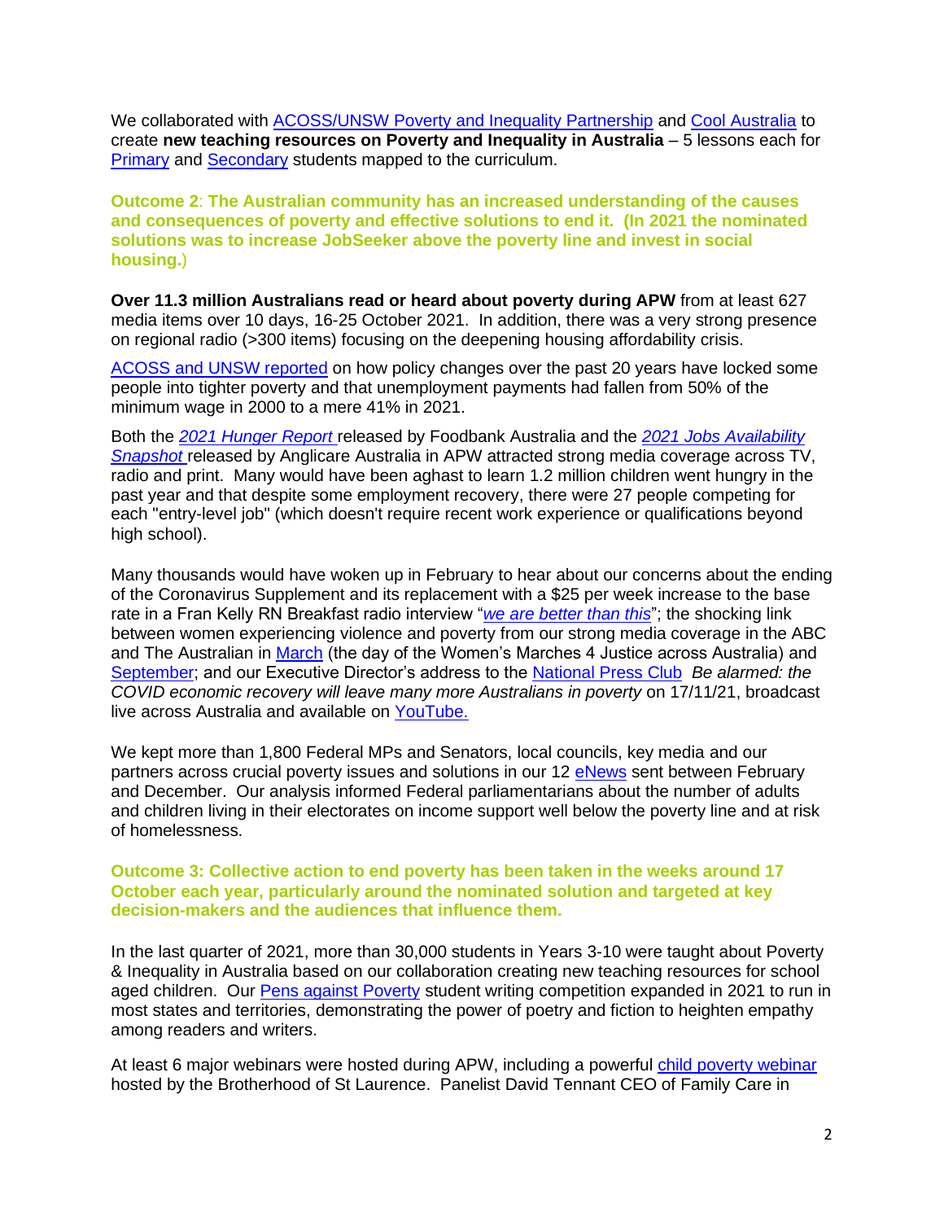We collaborated with ACOSS/UNSW Poverty and Inequality Partnership and Cool Australia to create **new teaching resources on Poverty and Inequality in Australia** – 5 lessons each for Primary and Secondary students mapped to the curriculum.

**Outcome 2**: **The Australian community has an increased understanding of the causes and consequences of poverty and effective solutions to end it. (In 2021 the nominated solutions was to increase JobSeeker above the poverty line and invest in social housing.)**

**Over 11.3 million Australians read or heard about poverty during APW** from at least 627 media items over 10 days, 16-25 October 2021. In addition, there was a very strong presence on regional radio (>300 items) focusing on the deepening housing affordability crisis.

ACOSS and UNSW reported on how policy changes over the past 20 years have locked some people into tighter poverty and that unemployment payments had fallen from 50% of the minimum wage in 2000 to a mere 41% in 2021.

Both the *2021 Hunger Report* released by Foodbank Australia and the *2021 Jobs Availability Snapshot* released by Anglicare Australia in APW attracted strong media coverage across TV, radio and print. Many would have been aghast to learn 1.2 million children went hungry in the past year and that despite some employment recovery, there were 27 people competing for each "entry-level job" (which doesn't require recent work experience or qualifications beyond high school).

Many thousands would have woken up in February to hear about our concerns about the ending of the Coronavirus Supplement and its replacement with a $25 per week increase to the base rate in a Fran Kelly RN Breakfast radio interview "*we are better than this*"; the shocking link between women experiencing violence and poverty from our strong media coverage in the ABC and The Australian in March (the day of the Women's Marches 4 Justice across Australia) and September; and our Executive Director's address to the National Press Club *Be alarmed: the COVID economic recovery will leave many more Australians in poverty* on 17/11/21, broadcast live across Australia and available on YouTube.

We kept more than 1,800 Federal MPs and Senators, local councils, key media and our partners across crucial poverty issues and solutions in our 12 eNews sent between February and December. Our analysis informed Federal parliamentarians about the number of adults and children living in their electorates on income support well below the poverty line and at risk of homelessness.

**Outcome 3: Collective action to end poverty has been taken in the weeks around 17 October each year, particularly around the nominated solution and targeted at key decision-makers and the audiences that influence them.**

In the last quarter of 2021, more than 30,000 students in Years 3-10 were taught about Poverty & Inequality in Australia based on our collaboration creating new teaching resources for school aged children. Our Pens against Poverty student writing competition expanded in 2021 to run in most states and territories, demonstrating the power of poetry and fiction to heighten empathy among readers and writers.

At least 6 major webinars were hosted during APW, including a powerful child poverty webinar hosted by the Brotherhood of St Laurence. Panelist David Tennant CEO of Family Care in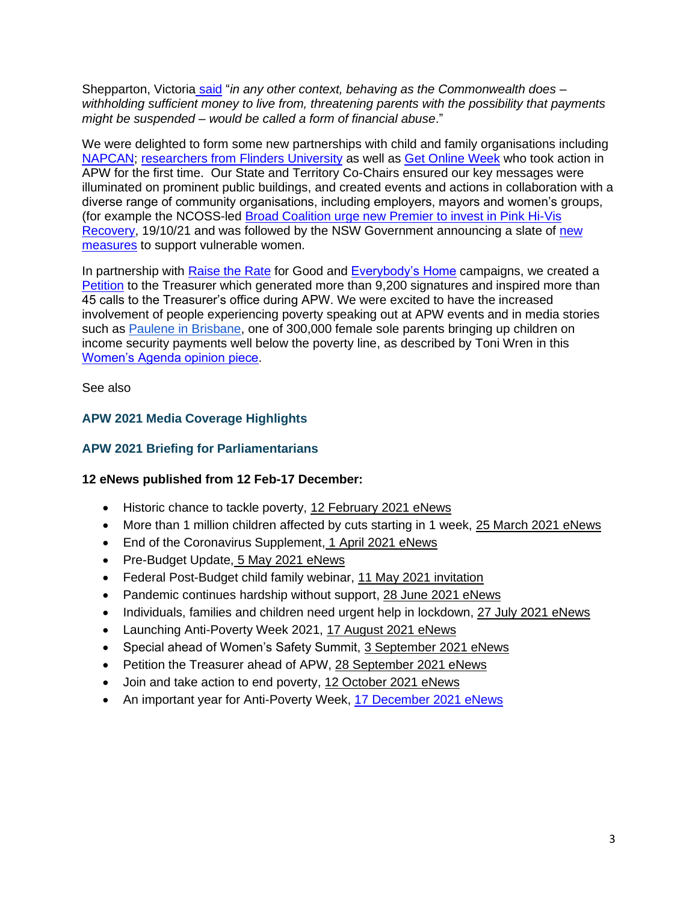Shepparton, Victoria said "*in any other context, behaving as the Commonwealth does – withholding sufficient money to live from, threatening parents with the possibility that payments might be suspended – would be called a form of financial abuse*."

We were delighted to form some new partnerships with child and family organisations including NAPCAN; researchers from Flinders University as well as Get Online Week who took action in APW for the first time. Our State and Territory Co-Chairs ensured our key messages were illuminated on prominent public buildings, and created events and actions in collaboration with a diverse range of community organisations, including employers, mayors and women's groups, (for example the NCOSS-led Broad Coalition urge new Premier to invest in Pink Hi-Vis Recovery, 19/10/21 and was followed by the NSW Government announcing a slate of new measures to support vulnerable women.

In partnership with Raise the Rate for Good and Everybody's Home campaigns, we created a Petition to the Treasurer which generated more than 9,200 signatures and inspired more than 45 calls to the Treasurer's office during APW. We were excited to have the increased involvement of people experiencing poverty speaking out at APW events and in media stories such as Paulene in Brisbane, one of 300,000 female sole parents bringing up children on income security payments well below the poverty line, as described by Toni Wren in this Women's Agenda opinion piece.

See also

**APW 2021 Media Coverage Highlights**

**APW 2021 Briefing for Parliamentarians**

**12 eNews published from 12 Feb-17 December:**

- Historic chance to tackle poverty, 12 February 2021 eNews
- More than 1 million children affected by cuts starting in 1 week, 25 March 2021 eNews
- End of the Coronavirus Supplement, 1 April 2021 eNews
- Pre-Budget Update, 5 May 2021 eNews
- Federal Post-Budget child family webinar, 11 May 2021 invitation
- Pandemic continues hardship without support, 28 June 2021 eNews
- Individuals, families and children need urgent help in lockdown, 27 July 2021 eNews
- Launching Anti-Poverty Week 2021, 17 August 2021 eNews
- Special ahead of Women's Safety Summit, 3 September 2021 eNews
- Petition the Treasurer ahead of APW, 28 September 2021 eNews
- Join and take action to end poverty, 12 October 2021 eNews
- An important year for Anti-Poverty Week, 17 December 2021 eNews